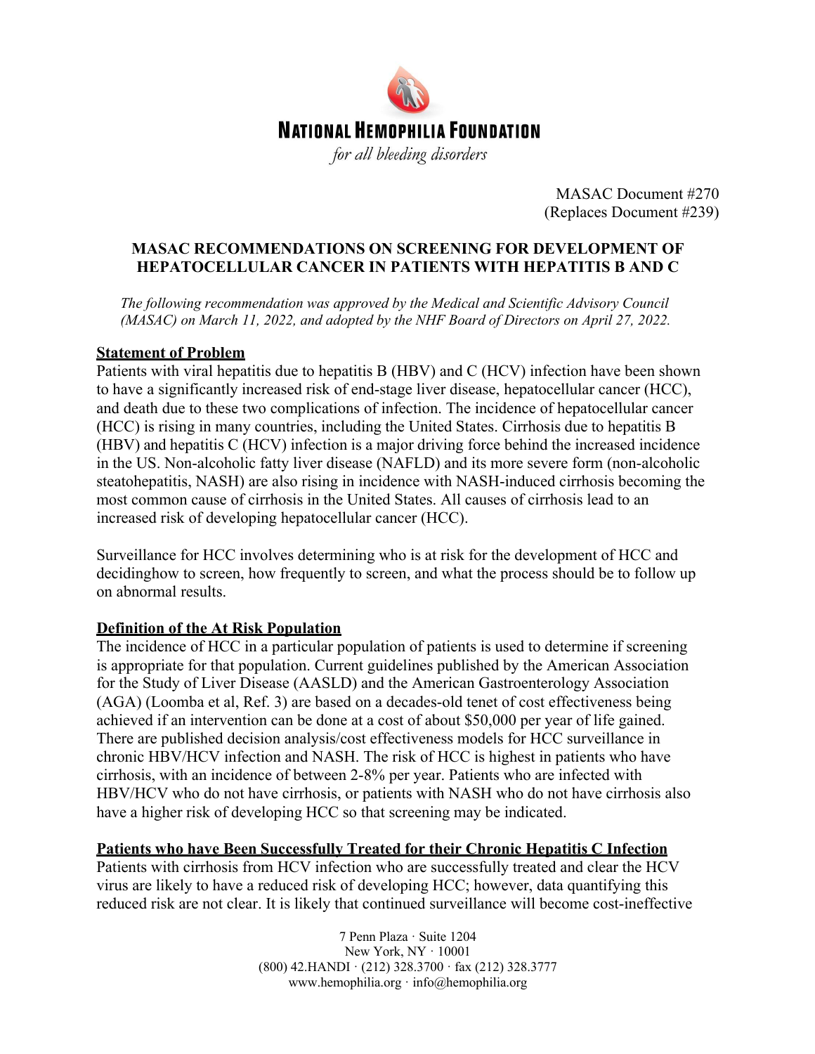# NATIONAL HEMOPHILIA FOUNDATION

*for all bleeding disorders*

MASAC Document #270
(Replaces Document #239)

## MASAC RECOMMENDATIONS ON SCREENING FOR DEVELOPMENT OF HEPATOCELLULAR CANCER IN PATIENTS WITH HEPATITIS B AND C

*The following recommendation was approved by the Medical and Scientific Advisory Council (MASAC) on March 11, 2022, and adopted by the NHF Board of Directors on April 27, 2022.*

**Statement of Problem**

Patients with viral hepatitis due to hepatitis B (HBV) and C (HCV) infection have been shown to have a significantly increased risk of end-stage liver disease, hepatocellular cancer (HCC), and death due to these two complications of infection. The incidence of hepatocellular cancer (HCC) is rising in many countries, including the United States. Cirrhosis due to hepatitis B (HBV) and hepatitis C (HCV) infection is a major driving force behind the increased incidence in the US. Non-alcoholic fatty liver disease (NAFLD) and its more severe form (non-alcoholic steatohepatitis, NASH) are also rising in incidence with NASH-induced cirrhosis becoming the most common cause of cirrhosis in the United States. All causes of cirrhosis lead to an increased risk of developing hepatocellular cancer (HCC).

Surveillance for HCC involves determining who is at risk for the development of HCC and decidinghow to screen, how frequently to screen, and what the process should be to follow up on abnormal results.

**Definition of the At Risk Population**

The incidence of HCC in a particular population of patients is used to determine if screening is appropriate for that population. Current guidelines published by the American Association for the Study of Liver Disease (AASLD) and the American Gastroenterology Association (AGA) (Loomba et al, Ref. 3) are based on a decades-old tenet of cost effectiveness being achieved if an intervention can be done at a cost of about $50,000 per year of life gained. There are published decision analysis/cost effectiveness models for HCC surveillance in chronic HBV/HCV infection and NASH. The risk of HCC is highest in patients who have cirrhosis, with an incidence of between 2-8% per year. Patients who are infected with HBV/HCV who do not have cirrhosis, or patients with NASH who do not have cirrhosis also have a higher risk of developing HCC so that screening may be indicated.

**Patients who have Been Successfully Treated for their Chronic Hepatitis C Infection**

Patients with cirrhosis from HCV infection who are successfully treated and clear the HCV virus are likely to have a reduced risk of developing HCC; however, data quantifying this reduced risk are not clear. It is likely that continued surveillance will become cost-ineffective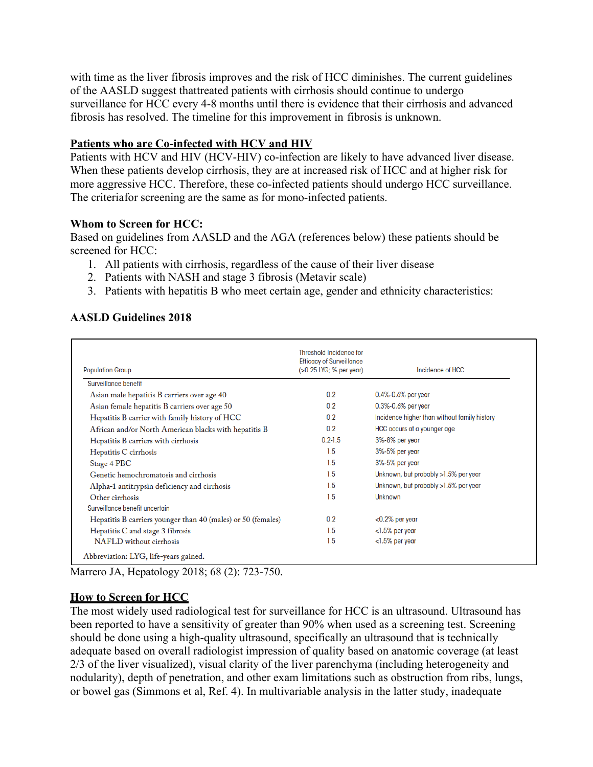with time as the liver fibrosis improves and the risk of HCC diminishes. The current guidelines of the AASLD suggest thattreated patients with cirrhosis should continue to undergo surveillance for HCC every 4-8 months until there is evidence that their cirrhosis and advanced fibrosis has resolved. The timeline for this improvement in fibrosis is unknown.

**<u>Patients who are Co-infected with HCV and HIV</u>**

Patients with HCV and HIV (HCV-HIV) co-infection are likely to have advanced liver disease. When these patients develop cirrhosis, they are at increased risk of HCC and at higher risk for more aggressive HCC. Therefore, these co-infected patients should undergo HCC surveillance. The criteriafor screening are the same as for mono-infected patients.

**Whom to Screen for HCC:**

Based on guidelines from AASLD and the AGA (references below) these patients should be screened for HCC:

1. All patients with cirrhosis, regardless of the cause of their liver disease
2. Patients with NASH and stage 3 fibrosis (Metavir scale)
3. Patients with hepatitis B who meet certain age, gender and ethnicity characteristics:

**AASLD Guidelines 2018**

| Population Group | Threshold Incidence for Efficacy of Surveillance (>0.25 LYG; % per year) | Incidence of HCC |
|---|---|---|
| Surveillance benefit | | |
| Asian male hepatitis B carriers over age 40 | 0.2 | 0.4%-0.6% per year |
| Asian female hepatitis B carriers over age 50 | 0.2 | 0.3%-0.6% per year |
| Hepatitis B carrier with family history of HCC | 0.2 | Incidence higher than without family history |
| African and/or North American blacks with hepatitis B | 0.2 | HCC occurs at a younger age |
| Hepatitis B carriers with cirrhosis | 0.2-1.5 | 3%-8% per year |
| Hepatitis C cirrhosis | 1.5 | 3%-5% per year |
| Stage 4 PBC | 1.5 | 3%-5% per year |
| Genetic hemochromatosis and cirrhosis | 1.5 | Unknown, but probably >1.5% per year |
| Alpha-1 antitrypsin deficiency and cirrhosis | 1.5 | Unknown, but probably >1.5% per year |
| Other cirrhosis | 1.5 | Unknown |
| Surveillance benefit uncertain | | |
| Hepatitis B carriers younger than 40 (males) or 50 (females) | 0.2 | <0.2% per year |
| Hepatitis C and stage 3 fibrosis | 1.5 | <1.5% per year |
| NAFLD without cirrhosis | 1.5 | <1.5% per year |

Abbreviation: LYG, life-years gained.

Marrero JA, Hepatology 2018; 68 (2): 723-750.

**<u>How to Screen for HCC</u>**

The most widely used radiological test for surveillance for HCC is an ultrasound. Ultrasound has been reported to have a sensitivity of greater than 90% when used as a screening test. Screening should be done using a high-quality ultrasound, specifically an ultrasound that is technically adequate based on overall radiologist impression of quality based on anatomic coverage (at least 2/3 of the liver visualized), visual clarity of the liver parenchyma (including heterogeneity and nodularity), depth of penetration, and other exam limitations such as obstruction from ribs, lungs, or bowel gas (Simmons et al, Ref. 4). In multivariable analysis in the latter study, inadequate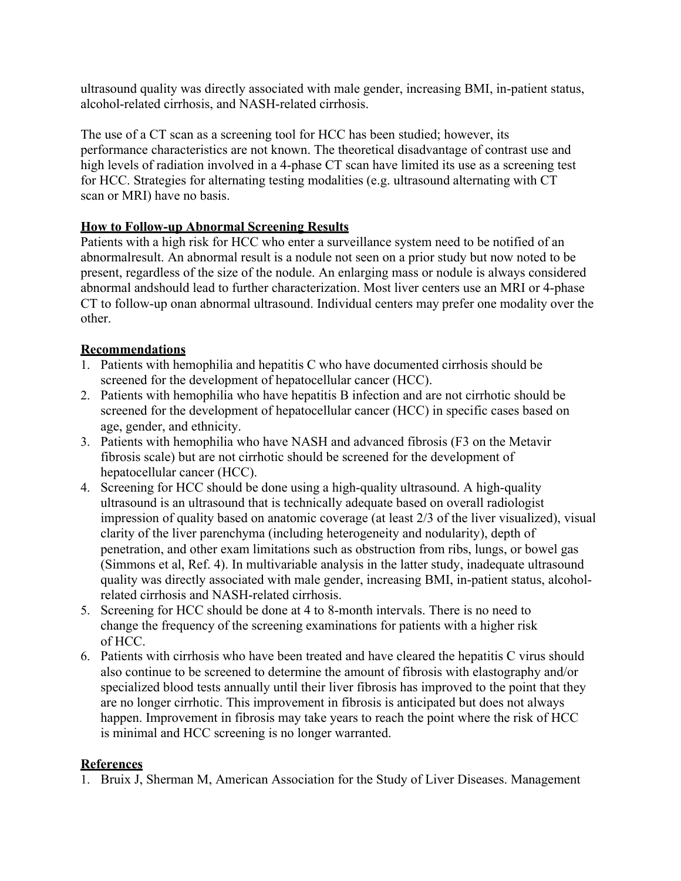ultrasound quality was directly associated with male gender, increasing BMI, in-patient status, alcohol-related cirrhosis, and NASH-related cirrhosis.

The use of a CT scan as a screening tool for HCC has been studied; however, its performance characteristics are not known. The theoretical disadvantage of contrast use and high levels of radiation involved in a 4-phase CT scan have limited its use as a screening test for HCC. Strategies for alternating testing modalities (e.g. ultrasound alternating with CT scan or MRI) have no basis.

**How to Follow-up Abnormal Screening Results**

Patients with a high risk for HCC who enter a surveillance system need to be notified of an abnormalresult. An abnormal result is a nodule not seen on a prior study but now noted to be present, regardless of the size of the nodule. An enlarging mass or nodule is always considered abnormal andshould lead to further characterization. Most liver centers use an MRI or 4-phase CT to follow-up onan abnormal ultrasound. Individual centers may prefer one modality over the other.

**Recommendations**

1. Patients with hemophilia and hepatitis C who have documented cirrhosis should be screened for the development of hepatocellular cancer (HCC).
2. Patients with hemophilia who have hepatitis B infection and are not cirrhotic should be screened for the development of hepatocellular cancer (HCC) in specific cases based on age, gender, and ethnicity.
3. Patients with hemophilia who have NASH and advanced fibrosis (F3 on the Metavir fibrosis scale) but are not cirrhotic should be screened for the development of hepatocellular cancer (HCC).
4. Screening for HCC should be done using a high-quality ultrasound. A high-quality ultrasound is an ultrasound that is technically adequate based on overall radiologist impression of quality based on anatomic coverage (at least 2/3 of the liver visualized), visual clarity of the liver parenchyma (including heterogeneity and nodularity), depth of penetration, and other exam limitations such as obstruction from ribs, lungs, or bowel gas (Simmons et al, Ref. 4). In multivariable analysis in the latter study, inadequate ultrasound quality was directly associated with male gender, increasing BMI, in-patient status, alcohol-related cirrhosis and NASH-related cirrhosis.
5. Screening for HCC should be done at 4 to 8-month intervals. There is no need to change the frequency of the screening examinations for patients with a higher risk of HCC.
6. Patients with cirrhosis who have been treated and have cleared the hepatitis C virus should also continue to be screened to determine the amount of fibrosis with elastography and/or specialized blood tests annually until their liver fibrosis has improved to the point that they are no longer cirrhotic. This improvement in fibrosis is anticipated but does not always happen. Improvement in fibrosis may take years to reach the point where the risk of HCC is minimal and HCC screening is no longer warranted.

**References**

1. Bruix J, Sherman M, American Association for the Study of Liver Diseases. Management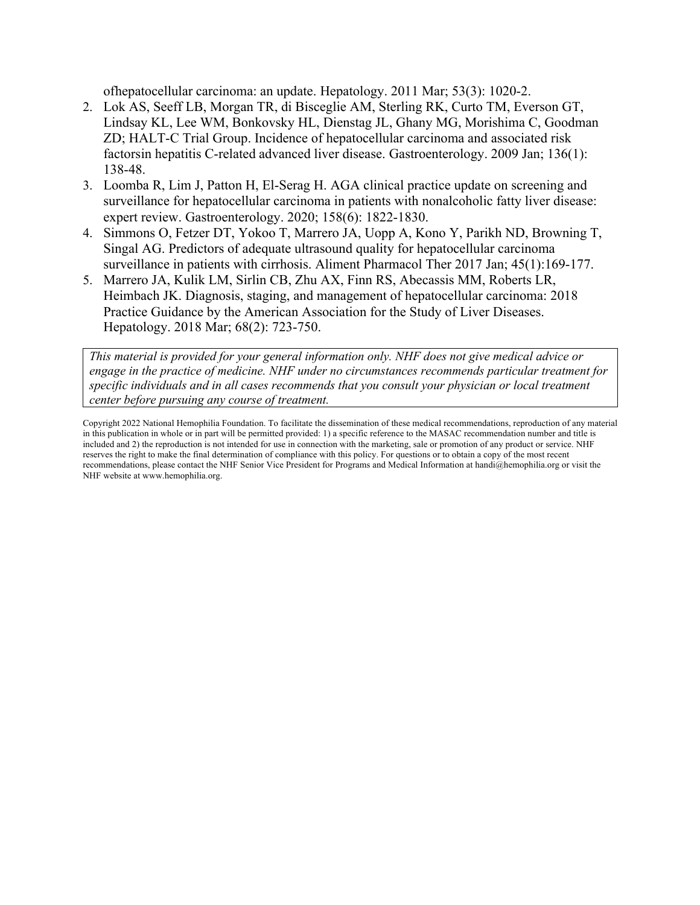ofhepatocellular carcinoma: an update. Hepatology. 2011 Mar; 53(3): 1020-2.

2. Lok AS, Seeff LB, Morgan TR, di Bisceglie AM, Sterling RK, Curto TM, Everson GT, Lindsay KL, Lee WM, Bonkovsky HL, Dienstag JL, Ghany MG, Morishima C, Goodman ZD; HALT-C Trial Group. Incidence of hepatocellular carcinoma and associated risk factorsin hepatitis C-related advanced liver disease. Gastroenterology. 2009 Jan; 136(1): 138-48.
3. Loomba R, Lim J, Patton H, El-Serag H. AGA clinical practice update on screening and surveillance for hepatocellular carcinoma in patients with nonalcoholic fatty liver disease: expert review. Gastroenterology. 2020; 158(6): 1822-1830.
4. Simmons O, Fetzer DT, Yokoo T, Marrero JA, Uopp A, Kono Y, Parikh ND, Browning T, Singal AG. Predictors of adequate ultrasound quality for hepatocellular carcinoma surveillance in patients with cirrhosis. Aliment Pharmacol Ther 2017 Jan; 45(1):169-177.
5. Marrero JA, Kulik LM, Sirlin CB, Zhu AX, Finn RS, Abecassis MM, Roberts LR, Heimbach JK. Diagnosis, staging, and management of hepatocellular carcinoma: 2018 Practice Guidance by the American Association for the Study of Liver Diseases. Hepatology. 2018 Mar; 68(2): 723-750.

*This material is provided for your general information only. NHF does not give medical advice or engage in the practice of medicine. NHF under no circumstances recommends particular treatment for specific individuals and in all cases recommends that you consult your physician or local treatment center before pursuing any course of treatment.*

Copyright 2022 National Hemophilia Foundation. To facilitate the dissemination of these medical recommendations, reproduction of any material in this publication in whole or in part will be permitted provided: 1) a specific reference to the MASAC recommendation number and title is included and 2) the reproduction is not intended for use in connection with the marketing, sale or promotion of any product or service. NHF reserves the right to make the final determination of compliance with this policy. For questions or to obtain a copy of the most recent recommendations, please contact the NHF Senior Vice President for Programs and Medical Information at handi@hemophilia.org or visit the NHF website at www.hemophilia.org.